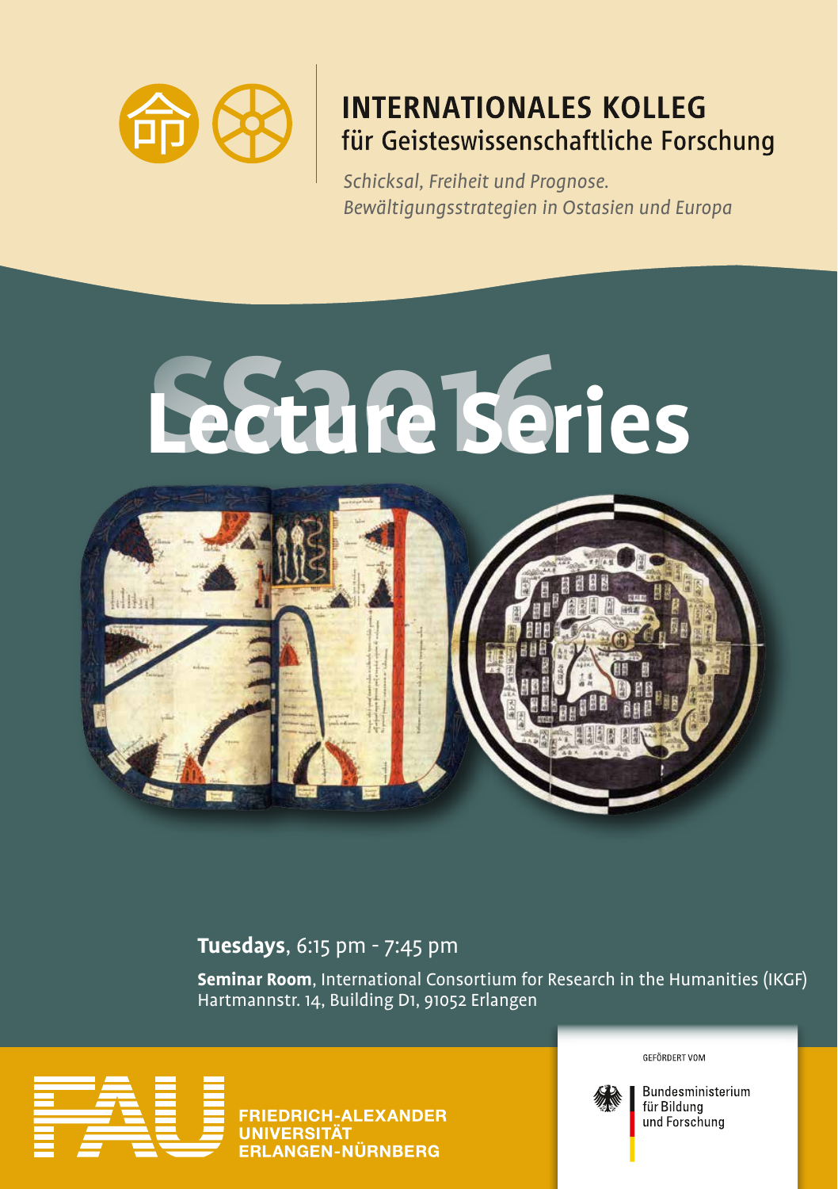# INTERNATIONALES KOLLEG
## für Geisteswissenschaftliche Forschung

*Schicksal, Freiheit und Prognose.*
*Bewältigungsstrategien in Ostasien und Europa*

# SS2016 Lecture Series

**Tuesdays**, 6:15 pm - 7:45 pm

**Seminar Room**, International Consortium for Research in the Humanities (IKGF)
Hartmannstr. 14, Building D1, 91052 Erlangen

FRIEDRICH-ALEXANDER
UNIVERSITÄT
ERLANGEN-NÜRNBERG

GEFÖRDERT VOM

Bundesministerium
für Bildung
und Forschung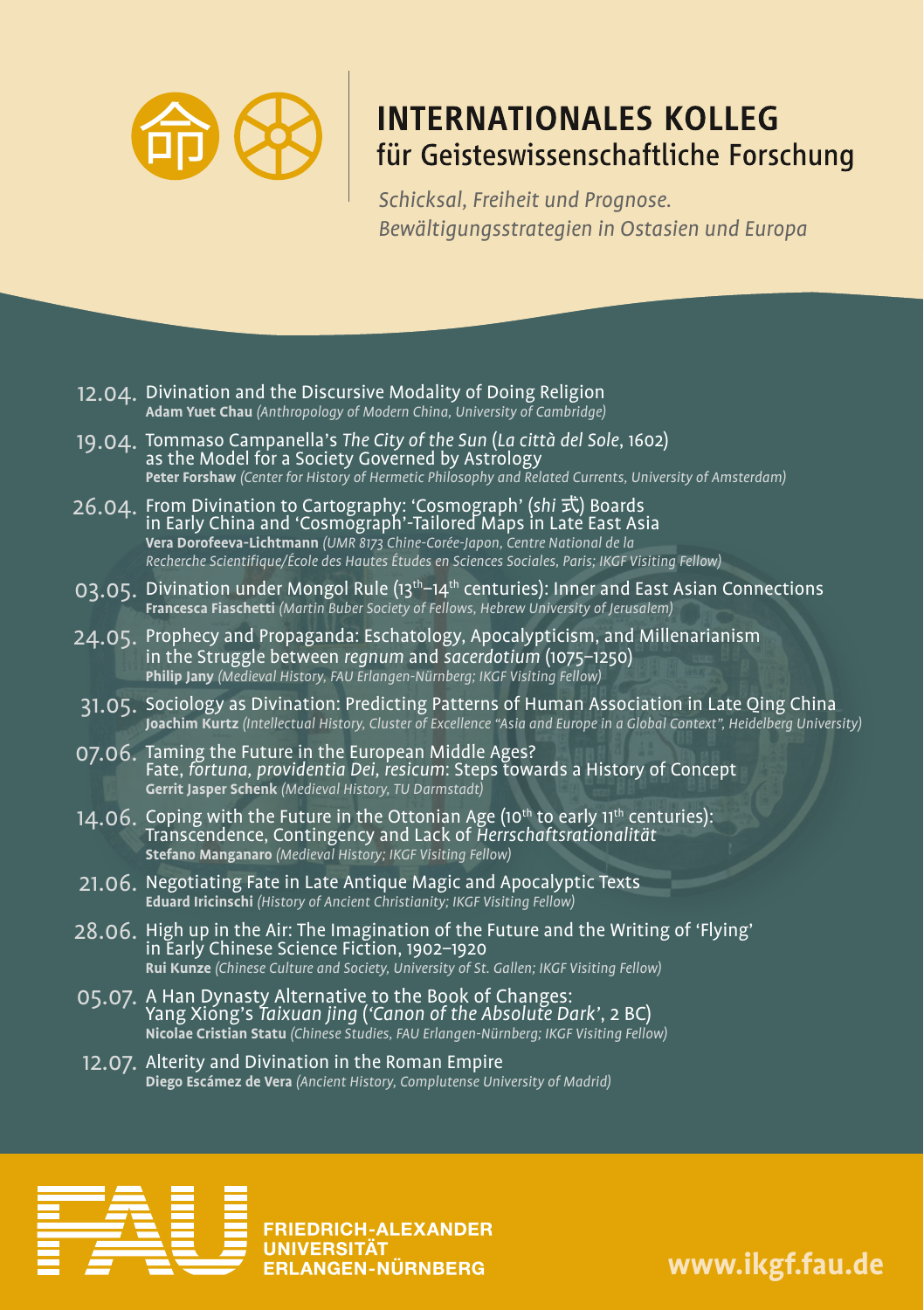# INTERNATIONALES KOLLEG
## für Geisteswissenschaftliche Forschung

*Schicksal, Freiheit und Prognose.*
*Bewältigungsstrategien in Ostasien und Europa*

**12.04.** Divination and the Discursive Modality of Doing Religion
**Adam Yuet Chau** *(Anthropology of Modern China, University of Cambridge)*

**19.04.** Tommaso Campanella's *The City of the Sun* (*La città del Sole*, 1602) as the Model for a Society Governed by Astrology
**Peter Forshaw** *(Center for History of Hermetic Philosophy and Related Currents, University of Amsterdam)*

**26.04.** From Divination to Cartography: 'Cosmograph' (*shi* 式) Boards in Early China and 'Cosmograph'-Tailored Maps in Late East Asia
**Vera Dorofeeva-Lichtmann** *(UMR 8173 Chine-Corée-Japon, Centre National de la Recherche Scientifique/École des Hautes Études en Sciences Sociales, Paris; IKGF Visiting Fellow)*

**03.05.** Divination under Mongol Rule (13th–14th centuries): Inner and East Asian Connections
**Francesca Fiaschetti** *(Martin Buber Society of Fellows, Hebrew University of Jerusalem)*

**24.05.** Prophecy and Propaganda: Eschatology, Apocalypticism, and Millenarianism in the Struggle between *regnum* and *sacerdotium* (1075–1250)
**Philip Jany** *(Medieval History, FAU Erlangen-Nürnberg; IKGF Visiting Fellow)*

**31.05.** Sociology as Divination: Predicting Patterns of Human Association in Late Qing China
**Joachim Kurtz** *(Intellectual History, Cluster of Excellence "Asia and Europe in a Global Context", Heidelberg University)*

**07.06.** Taming the Future in the European Middle Ages? Fate, *fortuna, providentia Dei, resicum*: Steps towards a History of Concept
**Gerrit Jasper Schenk** *(Medieval History, TU Darmstadt)*

**14.06.** Coping with the Future in the Ottonian Age (10th to early 11th centuries): Transcendence, Contingency and Lack of *Herrschaftsrationalität*
**Stefano Manganaro** *(Medieval History; IKGF Visiting Fellow)*

**21.06.** Negotiating Fate in Late Antique Magic and Apocalyptic Texts
**Eduard Iricinschi** *(History of Ancient Christianity; IKGF Visiting Fellow)*

**28.06.** High up in the Air: The Imagination of the Future and the Writing of 'Flying' in Early Chinese Science Fiction, 1902–1920
**Rui Kunze** *(Chinese Culture and Society, University of St. Gallen; IKGF Visiting Fellow)*

**05.07.** A Han Dynasty Alternative to the Book of Changes: Yang Xiong's *Taixuan jing* (*'Canon of the Absolute Dark'*, 2 BC)
**Nicolae Cristian Statu** *(Chinese Studies, FAU Erlangen-Nürnberg; IKGF Visiting Fellow)*

**12.07.** Alterity and Divination in the Roman Empire
**Diego Escámez de Vera** *(Ancient History, Complutense University of Madrid)*

FRIEDRICH-ALEXANDER UNIVERSITÄT ERLANGEN-NÜRNBERG

www.ikgf.fau.de